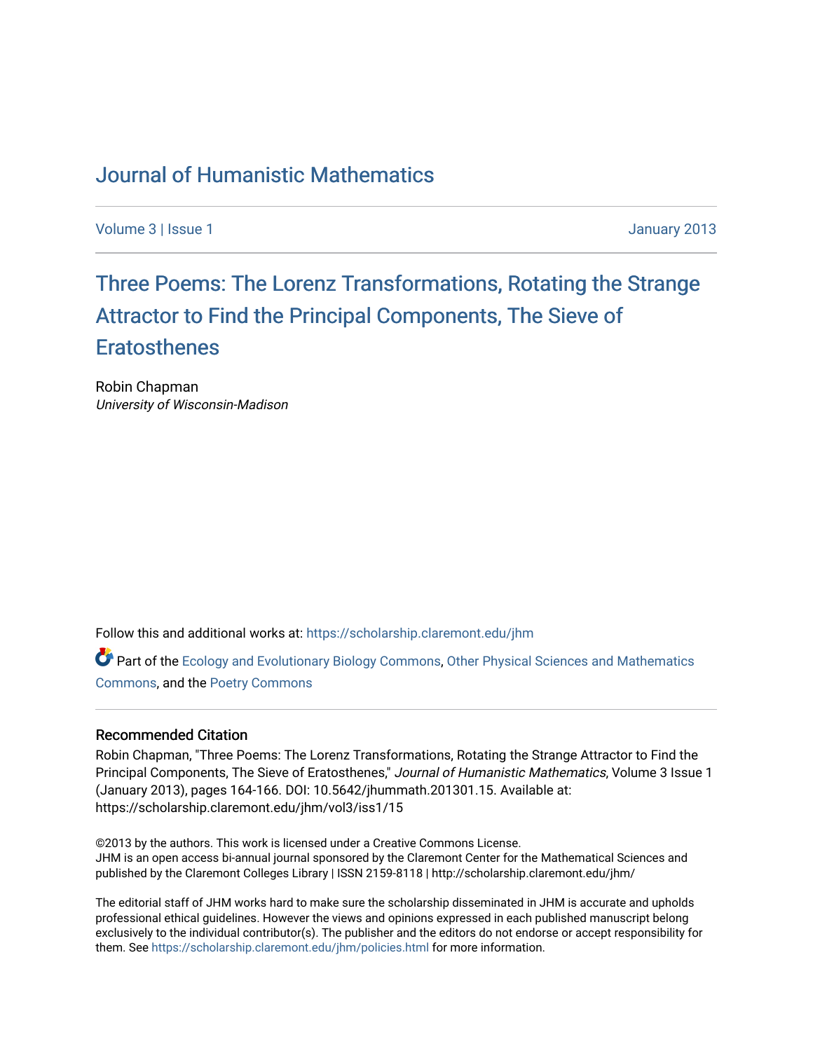# Journal of Humanistic Mathematics

Volume 3 | Issue 1 January 2013

## Three Poems: The Lorenz Transformations, Rotating the Strange Attractor to Find the Principal Components, The Sieve of Eratosthenes

Robin Chapman
*University of Wisconsin-Madison*

Follow this and additional works at: https://scholarship.claremont.edu/jhm

Part of the Ecology and Evolutionary Biology Commons, Other Physical Sciences and Mathematics Commons, and the Poetry Commons

### Recommended Citation

Robin Chapman, "Three Poems: The Lorenz Transformations, Rotating the Strange Attractor to Find the Principal Components, The Sieve of Eratosthenes," *Journal of Humanistic Mathematics*, Volume 3 Issue 1 (January 2013), pages 164-166. DOI: 10.5642/jhummath.201301.15. Available at: https://scholarship.claremont.edu/jhm/vol3/iss1/15

©2013 by the authors. This work is licensed under a Creative Commons License.
JHM is an open access bi-annual journal sponsored by the Claremont Center for the Mathematical Sciences and published by the Claremont Colleges Library | ISSN 2159-8118 | http://scholarship.claremont.edu/jhm/

The editorial staff of JHM works hard to make sure the scholarship disseminated in JHM is accurate and upholds professional ethical guidelines. However the views and opinions expressed in each published manuscript belong exclusively to the individual contributor(s). The publisher and the editors do not endorse or accept responsibility for them. See https://scholarship.claremont.edu/jhm/policies.html for more information.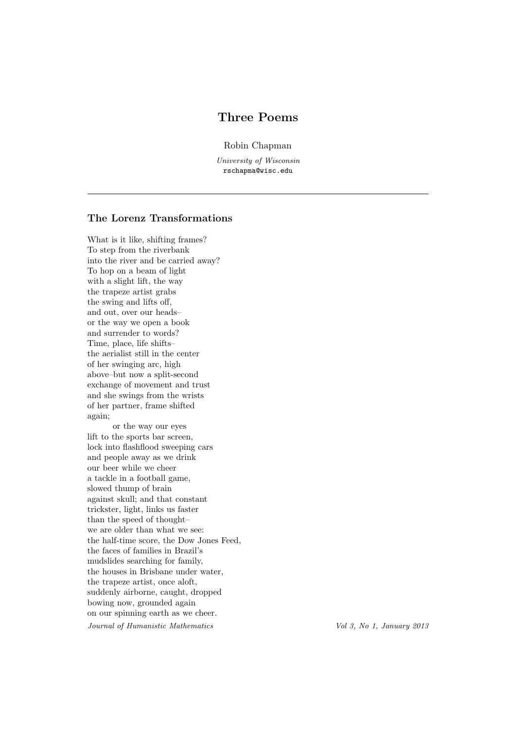# Three Poems

Robin Chapman

*University of Wisconsin*
rschapma@wisc.edu

---

## The Lorenz Transformations

What is it like, shifting frames?
To step from the riverbank
into the river and be carried away?
To hop on a beam of light
with a slight lift, the way
the trapeze artist grabs
the swing and lifts off,
and out, over our heads–
or the way we open a book
and surrender to words?
Time, place, life shifts–
the aerialist still in the center
of her swinging arc, high
above–but now a split-second
exchange of movement and trust
and she swings from the wrists
of her partner, frame shifted
again;
        or the way our eyes
lift to the sports bar screen,
lock into flashflood sweeping cars
and people away as we drink
our beer while we cheer
a tackle in a football game,
slowed thump of brain
against skull; and that constant
trickster, light, links us faster
than the speed of thought–
we are older than what we see:
the half-time score, the Dow Jones Feed,
the faces of families in Brazil's
mudslides searching for family,
the houses in Brisbane under water,
the trapeze artist, once aloft,
suddenly airborne, caught, dropped
bowing now, grounded again
on our spinning earth as we cheer.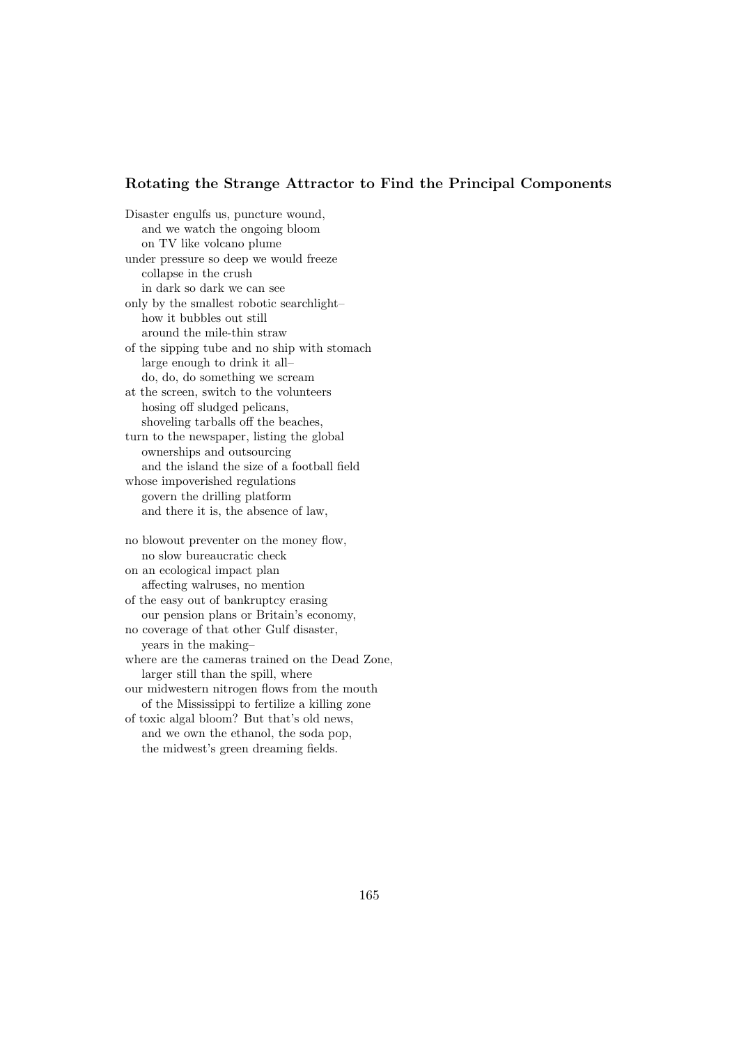### Rotating the Strange Attractor to Find the Principal Components

Disaster engulfs us, puncture wound,  
&nbsp;&nbsp;&nbsp;&nbsp;and we watch the ongoing bloom  
&nbsp;&nbsp;&nbsp;&nbsp;on TV like volcano plume  
under pressure so deep we would freeze  
&nbsp;&nbsp;&nbsp;&nbsp;collapse in the crush  
&nbsp;&nbsp;&nbsp;&nbsp;in dark so dark we can see  
only by the smallest robotic searchlight–  
&nbsp;&nbsp;&nbsp;&nbsp;how it bubbles out still  
&nbsp;&nbsp;&nbsp;&nbsp;around the mile-thin straw  
of the sipping tube and no ship with stomach  
&nbsp;&nbsp;&nbsp;&nbsp;large enough to drink it all–  
&nbsp;&nbsp;&nbsp;&nbsp;do, do, do something we scream  
at the screen, switch to the volunteers  
&nbsp;&nbsp;&nbsp;&nbsp;hosing off sludged pelicans,  
&nbsp;&nbsp;&nbsp;&nbsp;shoveling tarballs off the beaches,  
turn to the newspaper, listing the global  
&nbsp;&nbsp;&nbsp;&nbsp;ownerships and outsourcing  
&nbsp;&nbsp;&nbsp;&nbsp;and the island the size of a football field  
whose impoverished regulations  
&nbsp;&nbsp;&nbsp;&nbsp;govern the drilling platform  
&nbsp;&nbsp;&nbsp;&nbsp;and there it is, the absence of law,

no blowout preventer on the money flow,  
&nbsp;&nbsp;&nbsp;&nbsp;no slow bureaucratic check  
on an ecological impact plan  
&nbsp;&nbsp;&nbsp;&nbsp;affecting walruses, no mention  
of the easy out of bankruptcy erasing  
&nbsp;&nbsp;&nbsp;&nbsp;our pension plans or Britain's economy,  
no coverage of that other Gulf disaster,  
&nbsp;&nbsp;&nbsp;&nbsp;years in the making–  
where are the cameras trained on the Dead Zone,  
&nbsp;&nbsp;&nbsp;&nbsp;larger still than the spill, where  
our midwestern nitrogen flows from the mouth  
&nbsp;&nbsp;&nbsp;&nbsp;of the Mississippi to fertilize a killing zone  
of toxic algal bloom? But that's old news,  
&nbsp;&nbsp;&nbsp;&nbsp;and we own the ethanol, the soda pop,  
&nbsp;&nbsp;&nbsp;&nbsp;the midwest's green dreaming fields.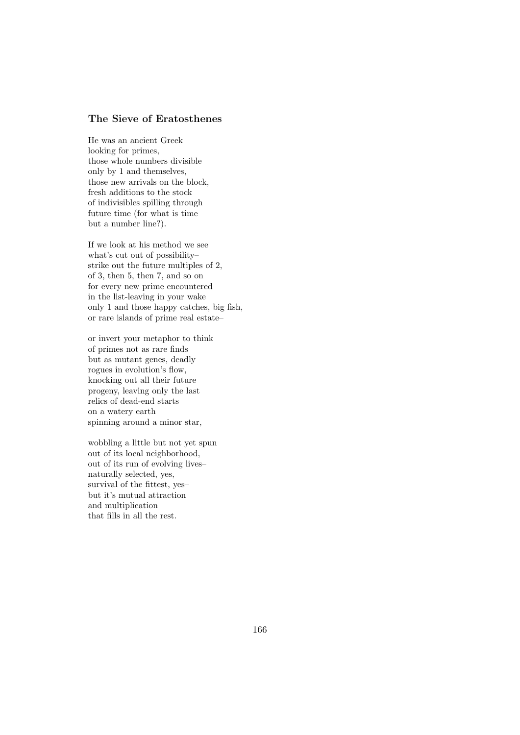### The Sieve of Eratosthenes

He was an ancient Greek  
looking for primes,  
those whole numbers divisible  
only by 1 and themselves,  
those new arrivals on the block,  
fresh additions to the stock  
of indivisibles spilling through  
future time (for what is time  
but a number line?).

If we look at his method we see  
what's cut out of possibility–  
strike out the future multiples of 2,  
of 3, then 5, then 7, and so on  
for every new prime encountered  
in the list-leaving in your wake  
only 1 and those happy catches, big fish,  
or rare islands of prime real estate–

or invert your metaphor to think  
of primes not as rare finds  
but as mutant genes, deadly  
rogues in evolution's flow,  
knocking out all their future  
progeny, leaving only the last  
relics of dead-end starts  
on a watery earth  
spinning around a minor star,

wobbling a little but not yet spun  
out of its local neighborhood,  
out of its run of evolving lives–  
naturally selected, yes,  
survival of the fittest, yes–  
but it's mutual attraction  
and multiplication  
that fills in all the rest.